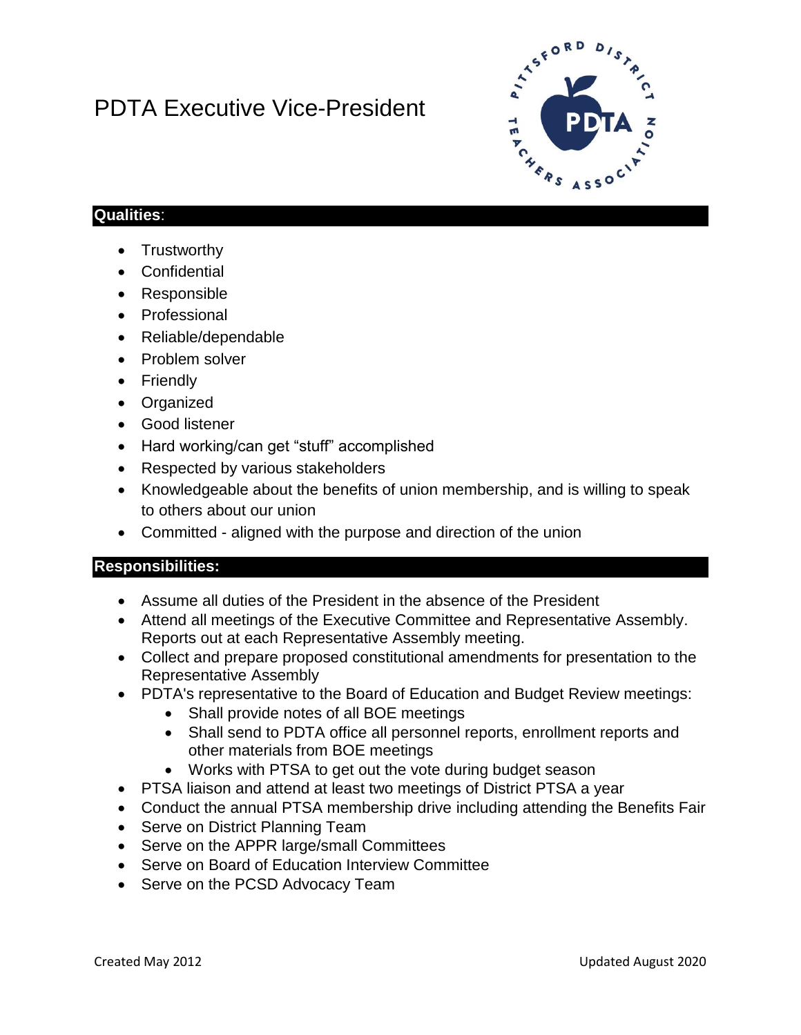# PDTA Executive Vice-President

## Qualities:

- Trustworthy
- Confidential
- Responsible
- Professional
- Reliable/dependable
- Problem solver
- Friendly
- Organized
- Good listener
- Hard working/can get "stuff" accomplished
- Respected by various stakeholders
- Knowledgeable about the benefits of union membership, and is willing to speak to others about our union
- Committed - aligned with the purpose and direction of the union

## Responsibilities:

- Assume all duties of the President in the absence of the President
- Attend all meetings of the Executive Committee and Representative Assembly. Reports out at each Representative Assembly meeting.
- Collect and prepare proposed constitutional amendments for presentation to the Representative Assembly
- PDTA's representative to the Board of Education and Budget Review meetings:
  - Shall provide notes of all BOE meetings
  - Shall send to PDTA office all personnel reports, enrollment reports and other materials from BOE meetings
  - Works with PTSA to get out the vote during budget season
- PTSA liaison and attend at least two meetings of District PTSA a year
- Conduct the annual PTSA membership drive including attending the Benefits Fair
- Serve on District Planning Team
- Serve on the APPR large/small Committees
- Serve on Board of Education Interview Committee
- Serve on the PCSD Advocacy Team

Created May 2012 Updated August 2020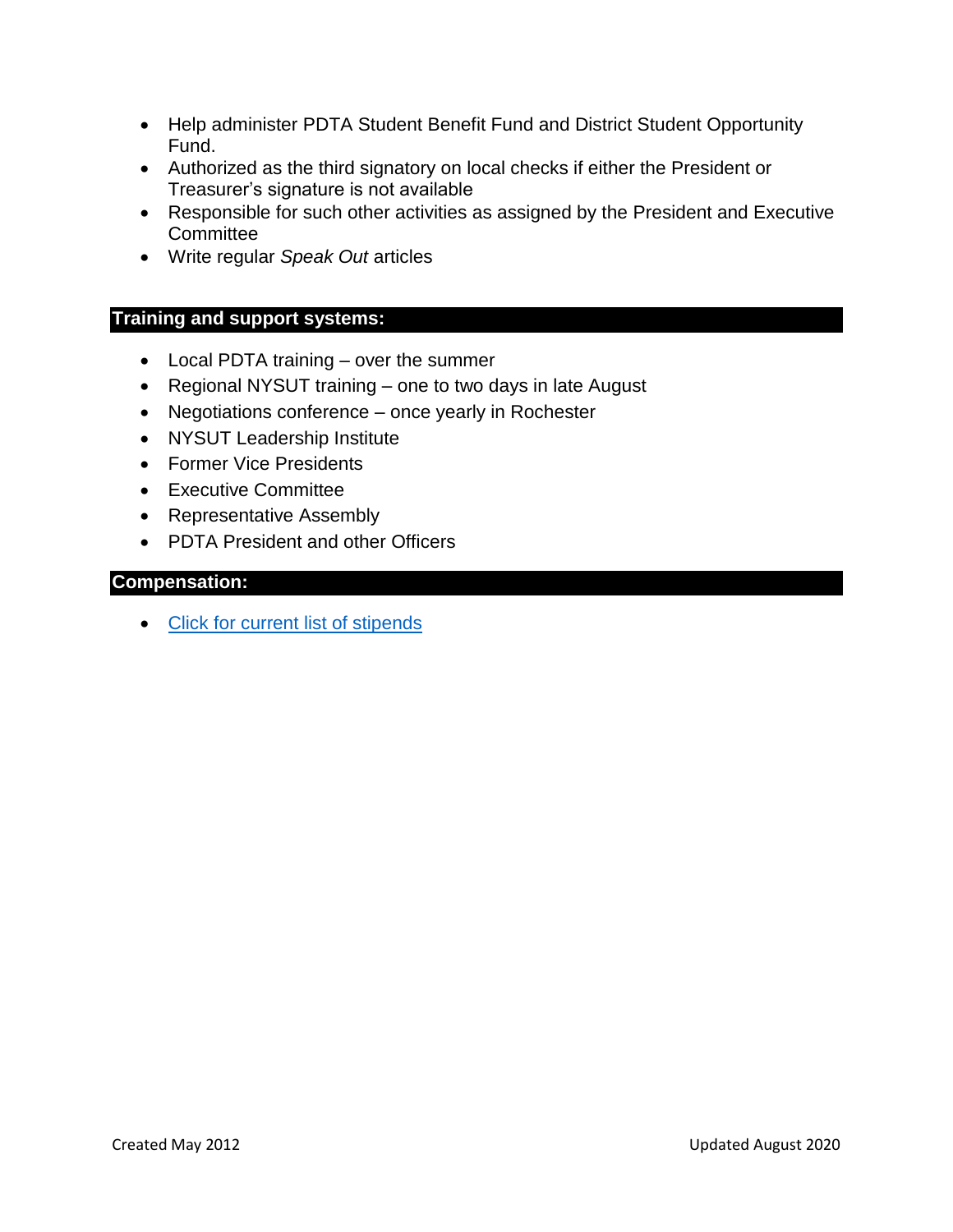- Help administer PDTA Student Benefit Fund and District Student Opportunity Fund.
- Authorized as the third signatory on local checks if either the President or Treasurer's signature is not available
- Responsible for such other activities as assigned by the President and Executive Committee
- Write regular *Speak Out* articles

## Training and support systems:

- Local PDTA training – over the summer
- Regional NYSUT training – one to two days in late August
- Negotiations conference – once yearly in Rochester
- NYSUT Leadership Institute
- Former Vice Presidents
- Executive Committee
- Representative Assembly
- PDTA President and other Officers

## Compensation:

- Click for current list of stipends

Created May 2012 Updated August 2020